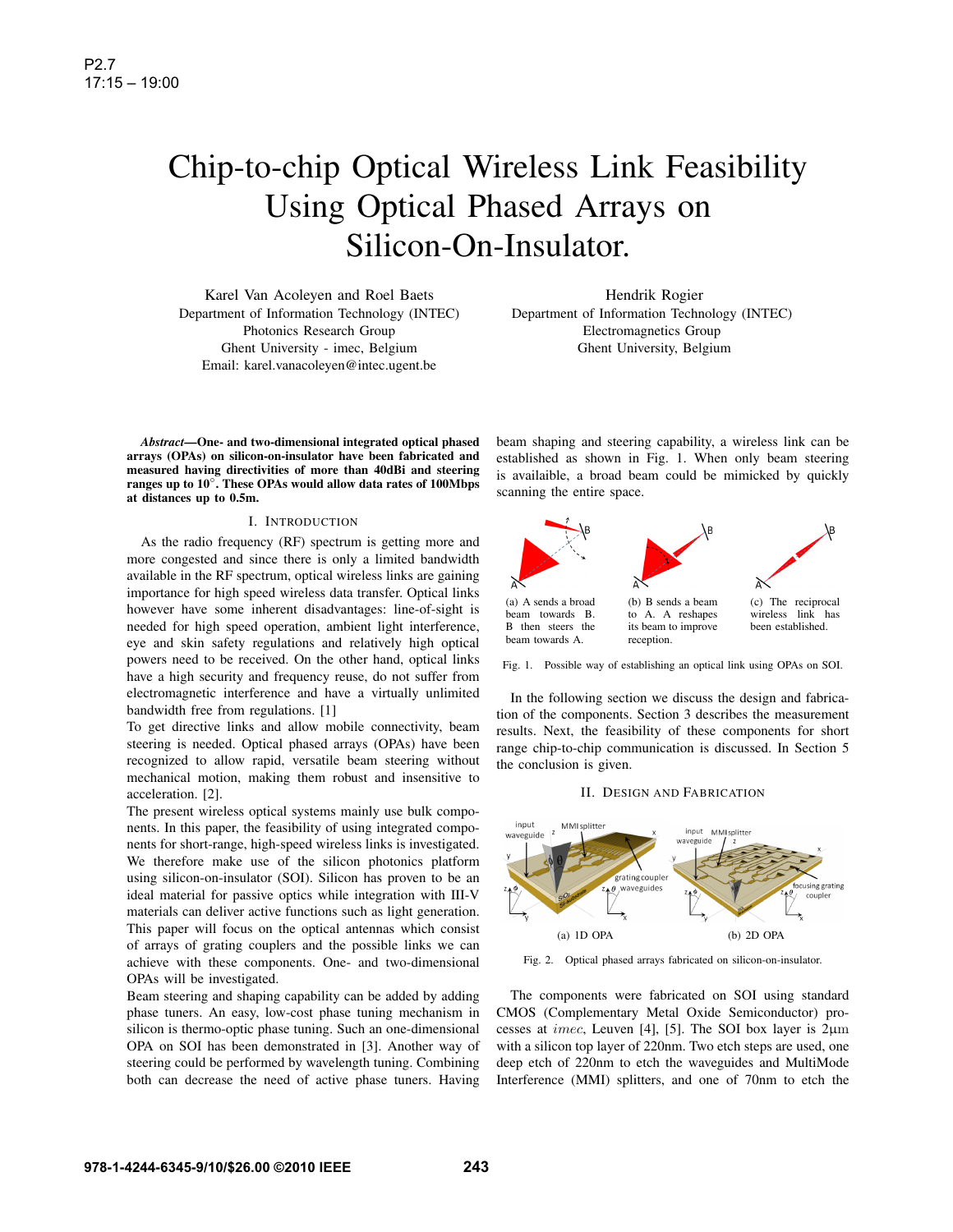P2.7
17:15 – 19:00

# Chip-to-chip Optical Wireless Link Feasibility Using Optical Phased Arrays on Silicon-On-Insulator.

Karel Van Acoleyen and Roel Baets
Department of Information Technology (INTEC)
Photonics Research Group
Ghent University - imec, Belgium
Email: karel.vanacoleyen@intec.ugent.be

Hendrik Rogier
Department of Information Technology (INTEC)
Electromagnetics Group
Ghent University, Belgium

***Abstract*—One- and two-dimensional integrated optical phased arrays (OPAs) on silicon-on-insulator have been fabricated and measured having directivities of more than 40dBi and steering ranges up to 10°. These OPAs would allow data rates of 100Mbps at distances up to 0.5m.**

## I. Introduction

As the radio frequency (RF) spectrum is getting more and more congested and since there is only a limited bandwidth available in the RF spectrum, optical wireless links are gaining importance for high speed wireless data transfer. Optical links however have some inherent disadvantages: line-of-sight is needed for high speed operation, ambient light interference, eye and skin safety regulations and relatively high optical powers need to be received. On the other hand, optical links have a high security and frequency reuse, do not suffer from electromagnetic interference and have a virtually unlimited bandwidth free from regulations. [1]

To get directive links and allow mobile connectivity, beam steering is needed. Optical phased arrays (OPAs) have been recognized to allow rapid, versatile beam steering without mechanical motion, making them robust and insensitive to acceleration. [2].

The present wireless optical systems mainly use bulk components. In this paper, the feasibility of using integrated components for short-range, high-speed wireless links is investigated. We therefore make use of the silicon photonics platform using silicon-on-insulator (SOI). Silicon has proven to be an ideal material for passive optics while integration with III-V materials can deliver active functions such as light generation. This paper will focus on the optical antennas which consist of arrays of grating couplers and the possible links we can achieve with these components. One- and two-dimensional OPAs will be investigated.

Beam steering and shaping capability can be added by adding phase tuners. An easy, low-cost phase tuning mechanism in silicon is thermo-optic phase tuning. Such an one-dimensional OPA on SOI has been demonstrated in [3]. Another way of steering could be performed by wavelength tuning. Combining both can decrease the need of active phase tuners. Having beam shaping and steering capability, a wireless link can be established as shown in Fig. 1. When only beam steering is availaible, a broad beam could be mimicked by quickly scanning the entire space.

(a) A sends a broad beam towards B. B then steers the beam towards A.

(b) B sends a beam to A. A reshapes its beam to improve reception.

(c) The reciprocal wireless link has been established.

Fig. 1. Possible way of establishing an optical link using OPAs on SOI.

In the following section we discuss the design and fabrication of the components. Section 3 describes the measurement results. Next, the feasibility of these components for short range chip-to-chip communication is discussed. In Section 5 the conclusion is given.

## II. Design and Fabrication

(a) 1D OPA

(b) 2D OPA

Fig. 2. Optical phased arrays fabricated on silicon-on-insulator.

The components were fabricated on SOI using standard CMOS (Complementary Metal Oxide Semiconductor) processes at *imec*, Leuven [4], [5]. The SOI box layer is 2μm with a silicon top layer of 220nm. Two etch steps are used, one deep etch of 220nm to etch the waveguides and MultiMode Interference (MMI) splitters, and one of 70nm to etch the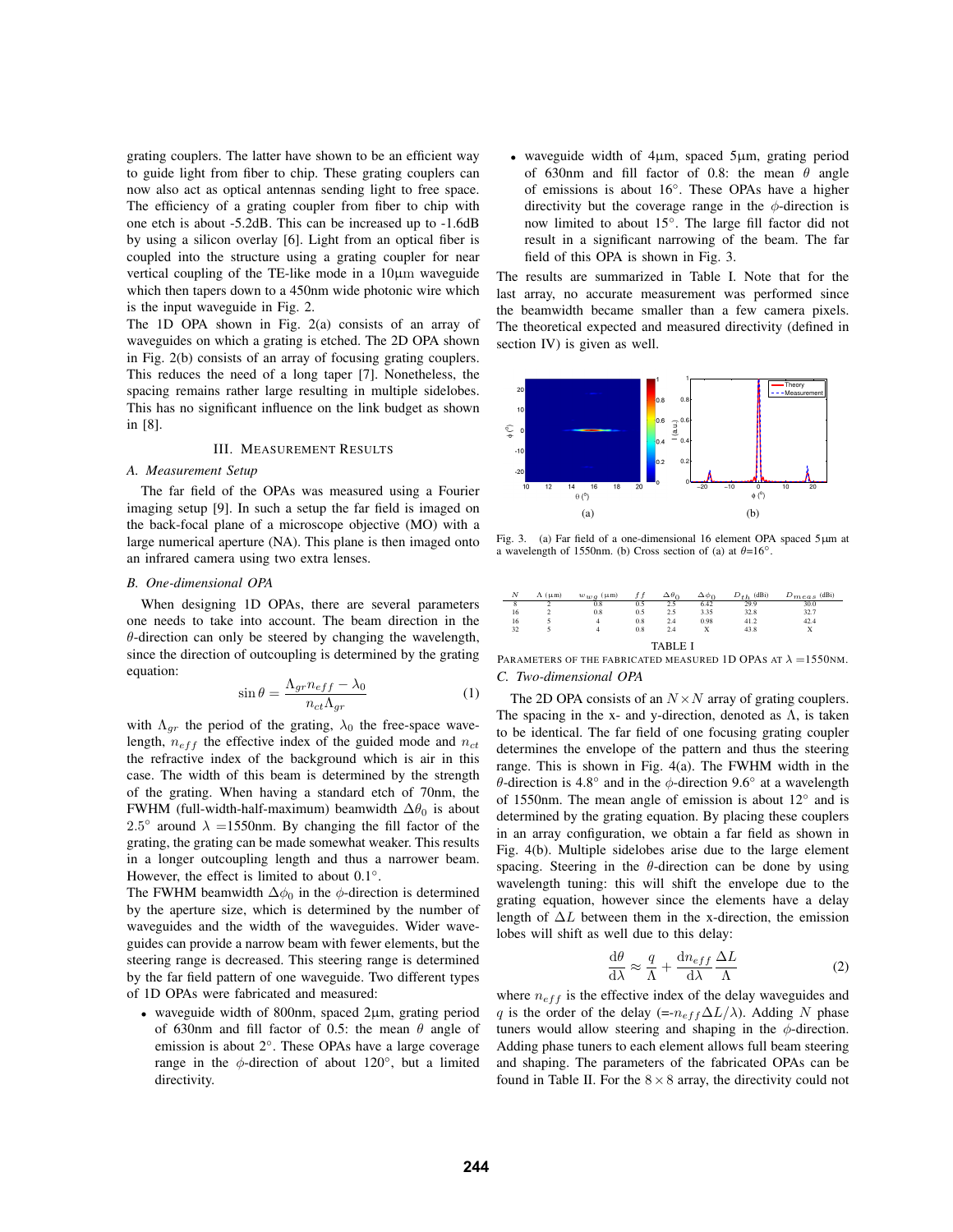grating couplers. The latter have shown to be an efficient way to guide light from fiber to chip. These grating couplers can now also act as optical antennas sending light to free space. The efficiency of a grating coupler from fiber to chip with one etch is about -5.2dB. This can be increased up to -1.6dB by using a silicon overlay [6]. Light from an optical fiber is coupled into the structure using a grating coupler for near vertical coupling of the TE-like mode in a 10µm waveguide which then tapers down to a 450nm wide photonic wire which is the input waveguide in Fig. 2.

The 1D OPA shown in Fig. 2(a) consists of an array of waveguides on which a grating is etched. The 2D OPA shown in Fig. 2(b) consists of an array of focusing grating couplers. This reduces the need of a long taper [7]. Nonetheless, the spacing remains rather large resulting in multiple sidelobes. This has no significant influence on the link budget as shown in [8].

## III. Measurement Results

### A. Measurement Setup

The far field of the OPAs was measured using a Fourier imaging setup [9]. In such a setup the far field is imaged on the back-focal plane of a microscope objective (MO) with a large numerical aperture (NA). This plane is then imaged onto an infrared camera using two extra lenses.

### B. One-dimensional OPA

When designing 1D OPAs, there are several parameters one needs to take into account. The beam direction in the $\theta$-direction can only be steered by changing the wavelength, since the direction of outcoupling is determined by the grating equation:

$$\sin\theta = \frac{\Lambda_{gr} n_{eff} - \lambda_0}{n_{ct}\Lambda_{gr}} \quad (1)$$

with $\Lambda_{gr}$ the period of the grating, $\lambda_0$ the free-space wavelength, $n_{eff}$ the effective index of the guided mode and $n_{ct}$ the refractive index of the background which is air in this case. The width of this beam is determined by the strength of the grating. When having a standard etch of 70nm, the FWHM (full-width-half-maximum) beamwidth $\Delta\theta_0$ is about 2.5° around $\lambda$ =1550nm. By changing the fill factor of the grating, the grating can be made somewhat weaker. This results in a longer outcoupling length and thus a narrower beam. However, the effect is limited to about 0.1°.

The FWHM beamwidth $\Delta\phi_0$ in the $\phi$-direction is determined by the aperture size, which is determined by the number of waveguides and the width of the waveguides. Wider waveguides can provide a narrow beam with fewer elements, but the steering range is decreased. This steering range is determined by the far field pattern of one waveguide. Two different types of 1D OPAs were fabricated and measured:

- waveguide width of 800nm, spaced 2µm, grating period of 630nm and fill factor of 0.5: the mean $\theta$ angle of emission is about 2°. These OPAs have a large coverage range in the $\phi$-direction of about 120°, but a limited directivity.
- waveguide width of 4µm, spaced 5µm, grating period of 630nm and fill factor of 0.8: the mean $\theta$ angle of emissions is about 16°. These OPAs have a higher directivity but the coverage range in the $\phi$-direction is now limited to about 15°. The large fill factor did not result in a significant narrowing of the beam. The far field of this OPA is shown in Fig. 3.

The results are summarized in Table I. Note that for the last array, no accurate measurement was performed since the beamwidth became smaller than a few camera pixels. The theoretical expected and measured directivity (defined in section IV) is given as well.

Fig. 3. (a) Far field of a one-dimensional 16 element OPA spaced 5µm at a wavelength of 1550nm. (b) Cross section of (a) at $\theta$=16°.

| $N$ | $\Lambda$ (µm) | $w_{wg}$ (µm) | $ff$ | $\Delta\theta_0$ | $\Delta\phi_0$ | $D_{th}$ (dBi) | $D_{meas}$ (dBi) |
|---|---|---|---|---|---|---|---|
| 8 | 2 | 0.8 | 0.5 | 2.5 | 6.42 | 29.9 | 30.0 |
| 16 | 2 | 0.8 | 0.5 | 2.5 | 3.35 | 32.8 | 32.7 |
| 16 | 5 | 4 | 0.8 | 2.4 | 0.98 | 41.2 | 42.4 |
| 32 | 5 | 4 | 0.8 | 2.4 | X | 43.8 | X |

TABLE I
Parameters of the fabricated measured 1D OPAs at $\lambda$ =1550nm.

### C. Two-dimensional OPA

The 2D OPA consists of an $N\times N$ array of grating couplers. The spacing in the x- and y-direction, denoted as $\Lambda$, is taken to be identical. The far field of one focusing grating coupler determines the envelope of the pattern and thus the steering range. This is shown in Fig. 4(a). The FWHM width in the $\theta$-direction is 4.8° and in the $\phi$-direction 9.6° at a wavelength of 1550nm. The mean angle of emission is about 12° and is determined by the grating equation. By placing these couplers in an array configuration, we obtain a far field as shown in Fig. 4(b). Multiple sidelobes arise due to the large element spacing. Steering in the $\theta$-direction can be done by using wavelength tuning: this will shift the envelope due to the grating equation, however since the elements have a delay length of $\Delta L$ between them in the x-direction, the emission lobes will shift as well due to this delay:

$$\frac{\mathrm{d}\theta}{\mathrm{d}\lambda} \approx \frac{q}{\Lambda} + \frac{\mathrm{d}n_{eff}}{\mathrm{d}\lambda}\frac{\Delta L}{\Lambda} \quad (2)$$

where $n_{eff}$ is the effective index of the delay waveguides and $q$ is the order of the delay (=-$n_{eff}\Delta L/\lambda$). Adding $N$ phase tuners would allow steering and shaping in the $\phi$-direction. Adding phase tuners to each element allows full beam steering and shaping. The parameters of the fabricated OPAs can be found in Table II. For the $8\times 8$ array, the directivity could not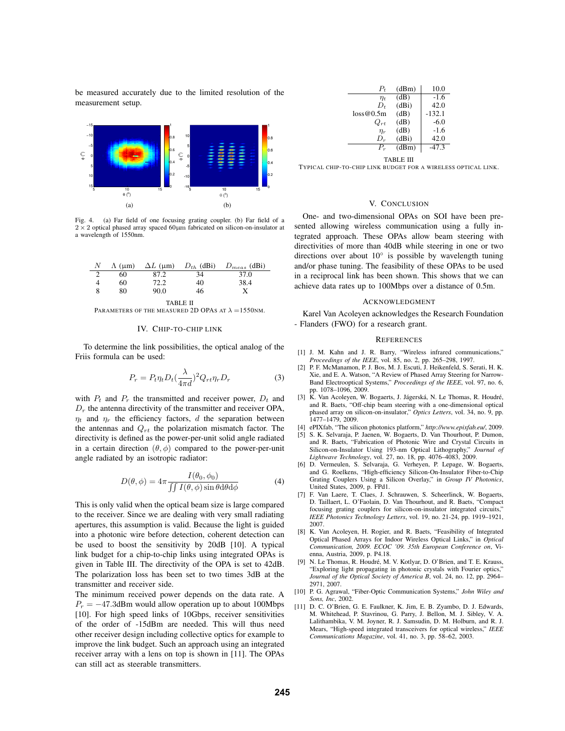be measured accurately due to the limited resolution of the measurement setup.

(a) (b)

Fig. 4. (a) Far field of one focusing grating coupler. (b) Far field of a $2 \times 2$ optical phased array spaced 60µm fabricated on silicon-on-insulator at a wavelength of 1550nm.

| $N$ | $\Lambda$ (µm) | $\Delta L$ (µm) | $D_{th}$ (dBi) | $D_{meas}$ (dBi) |
|---|---|---|---|---|
| 2 | 60 | 87.2 | 34 | 37.0 |
| 4 | 60 | 72.2 | 40 | 38.4 |
| 8 | 80 | 90.0 | 46 | X |

TABLE II
PARAMETERS OF THE MEASURED 2D OPAS AT $\lambda = 1550$NM.

## IV. Chip-to-chip link

To determine the link possibilities, the optical analog of the Friis formula can be used:

$$P_r = P_t \eta_t D_t \left(\frac{\lambda}{4\pi d}\right)^2 Q_{rt} \eta_r D_r \tag{3}$$

with $P_t$ and $P_r$ the transmitted and receiver power, $D_t$ and $D_r$ the antenna directivity of the transmitter and receiver OPA, $\eta_t$ and $\eta_r$ the efficiency factors, $d$ the separation between the antennas and $Q_{rt}$ the polarization mismatch factor. The directivity is defined as the power-per-unit solid angle radiated in a certain direction $(\theta, \phi)$ compared to the power-per-unit angle radiated by an isotropic radiator:

$$D(\theta, \phi) = 4\pi \frac{I(\theta_0, \phi_0)}{\iint I(\theta, \phi) \sin\theta \mathrm{d}\theta \mathrm{d}\phi} \tag{4}$$

This is only valid when the optical beam size is large compared to the receiver. Since we are dealing with very small radiating apertures, this assumption is valid. Because the light is guided into a photonic wire before detection, coherent detection can be used to boost the sensitivity by 20dB [10]. A typical link budget for a chip-to-chip links using integrated OPAs is given in Table III. The directivity of the OPA is set to 42dB. The polarization loss has been set to two times 3dB at the transmitter and receiver side.

The minimum received power depends on the data rate. A $P_r = -47.3$dBm would allow operation up to about 100Mbps [10]. For high speed links of 10Gbps, receiver sensitivities of the order of -15dBm are needed. This will thus need other receiver design including collective optics for example to improve the link budget. Such an approach using an integrated receiver array with a lens on top is shown in [11]. The OPAs can still act as steerable transmitters.

| | | |
|---|---|---|
| $P_t$ | (dBm) | 10.0 |
| $\eta_t$ | (dB) | -1.6 |
| $D_t$ | (dBi) | 42.0 |
| loss@0.5m | (dB) | -132.1 |
| $Q_{rt}$ | (dB) | -6.0 |
| $\eta_r$ | (dB) | -1.6 |
| $D_r$ | (dBi) | 42.0 |
| $P_r$ | (dBm) | -47.3 |

TABLE III
TYPICAL CHIP-TO-CHIP LINK BUDGET FOR A WIRELESS OPTICAL LINK.

## V. Conclusion

One- and two-dimensional OPAs on SOI have been presented allowing wireless communication using a fully integrated approach. These OPAs allow beam steering with directivities of more than 40dB while steering in one or two directions over about 10° is possible by wavelength tuning and/or phase tuning. The feasibility of these OPAs to be used in a reciprocal link has been shown. This shows that we can achieve data rates up to 100Mbps over a distance of 0.5m.

## Acknowledgment

Karel Van Acoleyen acknowledges the Research Foundation - Flanders (FWO) for a research grant.

## References

[1] J. M. Kahn and J. R. Barry, "Wireless infrared communications," *Proceedings of the IEEE*, vol. 85, no. 2, pp. 265–298, 1997.

[2] P. F. McManamon, P. J. Bos, M. J. Escuti, J. Heikenfeld, S. Serati, H. K. Xie, and E. A. Watson, "A Review of Phased Array Steering for Narrow-Band Electrooptical Systems," *Proceedings of the IEEE*, vol. 97, no. 6, pp. 1078–1096, 2009.

[3] K. Van Acoleyen, W. Bogaerts, J. Jágerská, N. Le Thomas, R. Houdré, and R. Baets, "Off-chip beam steering with a one-dimensional optical phased array on silicon-on-insulator," *Optics Letters*, vol. 34, no. 9, pp. 1477–1479, 2009.

[4] ePIXfab, "The silicon photonics platform," *http://www.epixfab.eu/*, 2009.

[5] S. K. Selvaraja, P. Jaenen, W. Bogaerts, D. Van Thourhout, P. Dumon, and R. Baets, "Fabrication of Photonic Wire and Crystal Circuits in Silicon-on-Insulator Using 193-nm Optical Lithography," *Journal of Lightwave Technology*, vol. 27, no. 18, pp. 4076–4083, 2009.

[6] D. Vermeulen, S. Selvaraja, G. Verheyen, P. Lepage, W. Bogaerts, and G. Roelkens, "High-efficiency Silicon-On-Insulator Fiber-to-Chip Grating Couplers Using a Silicon Overlay," in *Group IV Photonics*, United States, 2009, p. FPd1.

[7] F. Van Laere, T. Claes, J. Schrauwen, S. Scheerlinck, W. Bogaerts, D. Taillaert, L. O'Faolain, D. Van Thourhout, and R. Baets, "Compact focusing grating couplers for silicon-on-insulator integrated circuits," *IEEE Photonics Technology Letters*, vol. 19, no. 21-24, pp. 1919–1921, 2007.

[8] K. Van Acoleyen, H. Rogier, and R. Baets, "Feasibility of Integrated Optical Phased Arrays for Indoor Wireless Optical Links," in *Optical Communication, 2009. ECOC '09. 35th European Conference on*, Vienna, Austria, 2009, p. P4.18.

[9] N. Le Thomas, R. Houdré, M. V. Kotlyar, D. O'Brien, and T. E. Krauss, "Exploring light propagating in photonic crystals with Fourier optics," *Journal of the Optical Society of America B*, vol. 24, no. 12, pp. 2964–2971, 2007.

[10] P. G. Agrawal, "Fiber-Optic Communication Systems," *John Wiley and Sons, Inc*, 2002.

[11] D. C. O'Brien, G. E. Faulkner, K. Jim, E. B. Zyambo, D. J. Edwards, M. Whitehead, P. Stavrinou, G. Parry, J. Bellon, M. J. Sibley, V. A. Lalithambika, V. M. Joyner, R. J. Samsudin, D. M. Holburn, and R. J. Mears, "High-speed integrated transceivers for optical wireless," *IEEE Communications Magazine*, vol. 41, no. 3, pp. 58–62, 2003.